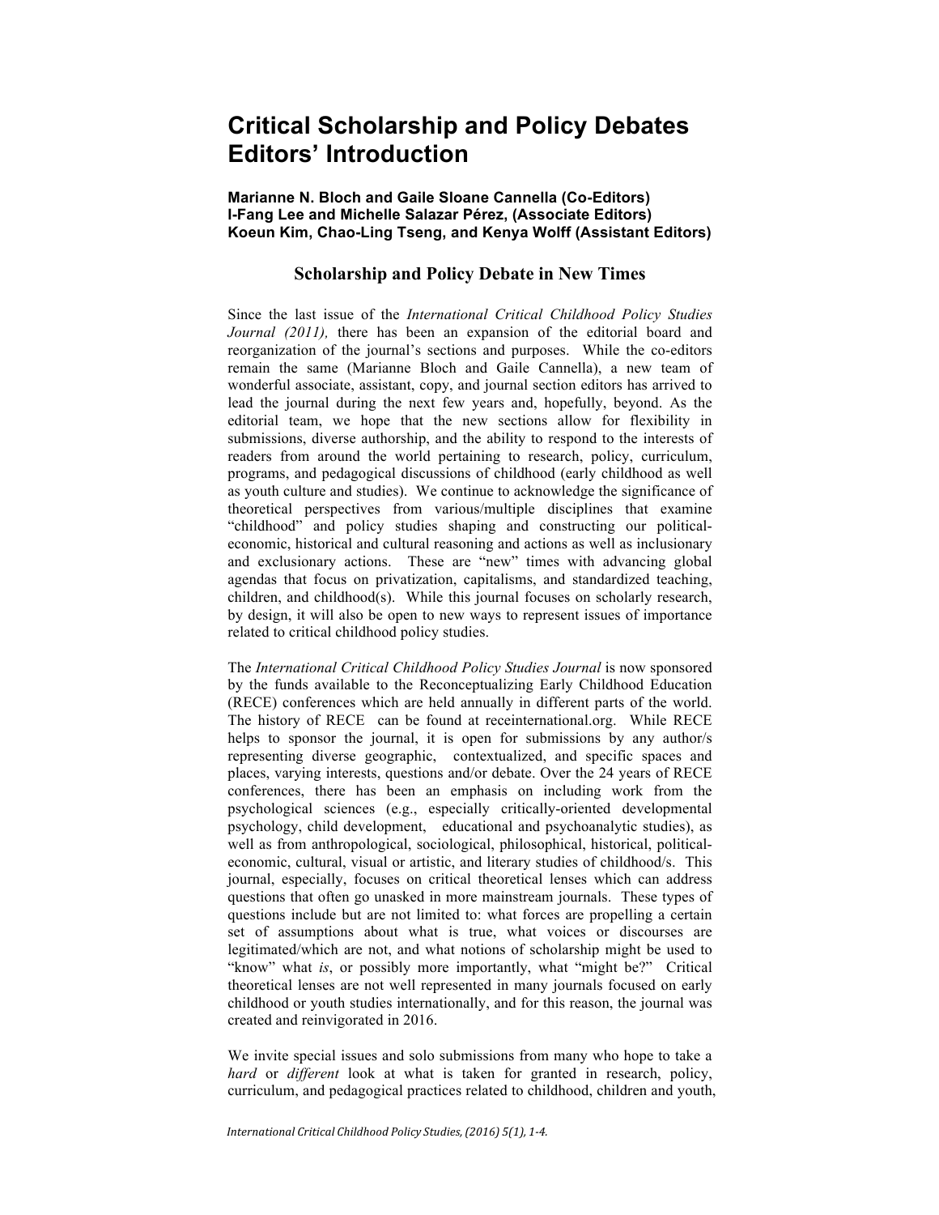# Critical Scholarship and Policy Debates Editors' Introduction

**Marianne N. Bloch and Gaile Sloane Cannella (Co-Editors)**
**I-Fang Lee and Michelle Salazar Pérez, (Associate Editors)**
**Koeun Kim, Chao-Ling Tseng, and Kenya Wolff (Assistant Editors)**

## Scholarship and Policy Debate in New Times

Since the last issue of the *International Critical Childhood Policy Studies Journal (2011),* there has been an expansion of the editorial board and reorganization of the journal's sections and purposes. While the co-editors remain the same (Marianne Bloch and Gaile Cannella), a new team of wonderful associate, assistant, copy, and journal section editors has arrived to lead the journal during the next few years and, hopefully, beyond. As the editorial team, we hope that the new sections allow for flexibility in submissions, diverse authorship, and the ability to respond to the interests of readers from around the world pertaining to research, policy, curriculum, programs, and pedagogical discussions of childhood (early childhood as well as youth culture and studies). We continue to acknowledge the significance of theoretical perspectives from various/multiple disciplines that examine "childhood" and policy studies shaping and constructing our political-economic, historical and cultural reasoning and actions as well as inclusionary and exclusionary actions. These are "new" times with advancing global agendas that focus on privatization, capitalisms, and standardized teaching, children, and childhood(s). While this journal focuses on scholarly research, by design, it will also be open to new ways to represent issues of importance related to critical childhood policy studies.

The *International Critical Childhood Policy Studies Journal* is now sponsored by the funds available to the Reconceptualizing Early Childhood Education (RECE) conferences which are held annually in different parts of the world. The history of RECE can be found at receinternational.org. While RECE helps to sponsor the journal, it is open for submissions by any author/s representing diverse geographic, contextualized, and specific spaces and places, varying interests, questions and/or debate. Over the 24 years of RECE conferences, there has been an emphasis on including work from the psychological sciences (e.g., especially critically-oriented developmental psychology, child development, educational and psychoanalytic studies), as well as from anthropological, sociological, philosophical, historical, political-economic, cultural, visual or artistic, and literary studies of childhood/s. This journal, especially, focuses on critical theoretical lenses which can address questions that often go unasked in more mainstream journals. These types of questions include but are not limited to: what forces are propelling a certain set of assumptions about what is true, what voices or discourses are legitimated/which are not, and what notions of scholarship might be used to "know" what *is*, or possibly more importantly, what "might be?" Critical theoretical lenses are not well represented in many journals focused on early childhood or youth studies internationally, and for this reason, the journal was created and reinvigorated in 2016.

We invite special issues and solo submissions from many who hope to take a *hard* or *different* look at what is taken for granted in research, policy, curriculum, and pedagogical practices related to childhood, children and youth,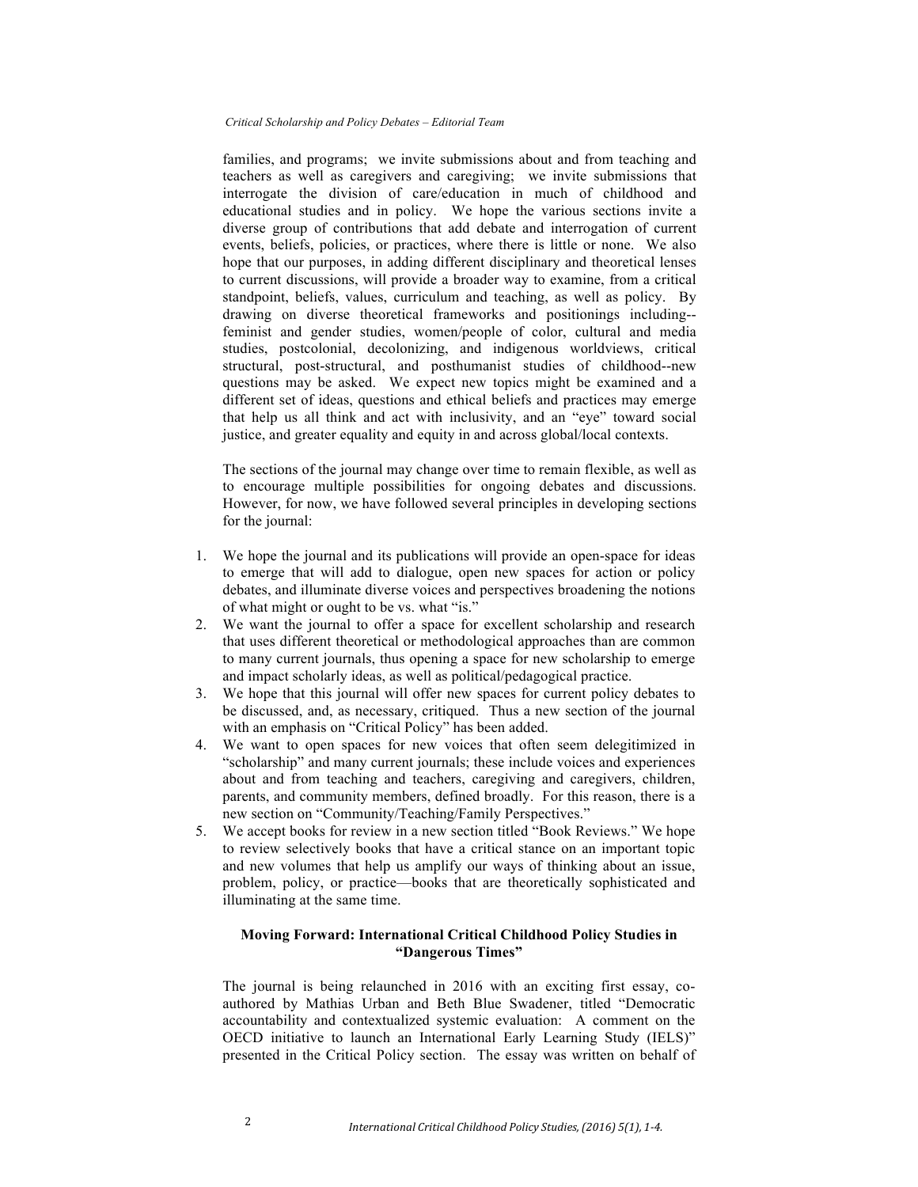families, and programs; we invite submissions about and from teaching and teachers as well as caregivers and caregiving; we invite submissions that interrogate the division of care/education in much of childhood and educational studies and in policy. We hope the various sections invite a diverse group of contributions that add debate and interrogation of current events, beliefs, policies, or practices, where there is little or none. We also hope that our purposes, in adding different disciplinary and theoretical lenses to current discussions, will provide a broader way to examine, from a critical standpoint, beliefs, values, curriculum and teaching, as well as policy. By drawing on diverse theoretical frameworks and positionings including--feminist and gender studies, women/people of color, cultural and media studies, postcolonial, decolonizing, and indigenous worldviews, critical structural, post-structural, and posthumanist studies of childhood--new questions may be asked. We expect new topics might be examined and a different set of ideas, questions and ethical beliefs and practices may emerge that help us all think and act with inclusivity, and an "eye" toward social justice, and greater equality and equity in and across global/local contexts.

The sections of the journal may change over time to remain flexible, as well as to encourage multiple possibilities for ongoing debates and discussions. However, for now, we have followed several principles in developing sections for the journal:

1. We hope the journal and its publications will provide an open-space for ideas to emerge that will add to dialogue, open new spaces for action or policy debates, and illuminate diverse voices and perspectives broadening the notions of what might or ought to be vs. what "is."
2. We want the journal to offer a space for excellent scholarship and research that uses different theoretical or methodological approaches than are common to many current journals, thus opening a space for new scholarship to emerge and impact scholarly ideas, as well as political/pedagogical practice.
3. We hope that this journal will offer new spaces for current policy debates to be discussed, and, as necessary, critiqued. Thus a new section of the journal with an emphasis on "Critical Policy" has been added.
4. We want to open spaces for new voices that often seem delegitimized in "scholarship" and many current journals; these include voices and experiences about and from teaching and teachers, caregiving and caregivers, children, parents, and community members, defined broadly. For this reason, there is a new section on "Community/Teaching/Family Perspectives."
5. We accept books for review in a new section titled "Book Reviews." We hope to review selectively books that have a critical stance on an important topic and new volumes that help us amplify our ways of thinking about an issue, problem, policy, or practice—books that are theoretically sophisticated and illuminating at the same time.

## Moving Forward: International Critical Childhood Policy Studies in "Dangerous Times"

The journal is being relaunched in 2016 with an exciting first essay, co-authored by Mathias Urban and Beth Blue Swadener, titled "Democratic accountability and contextualized systemic evaluation: A comment on the OECD initiative to launch an International Early Learning Study (IELS)" presented in the Critical Policy section. The essay was written on behalf of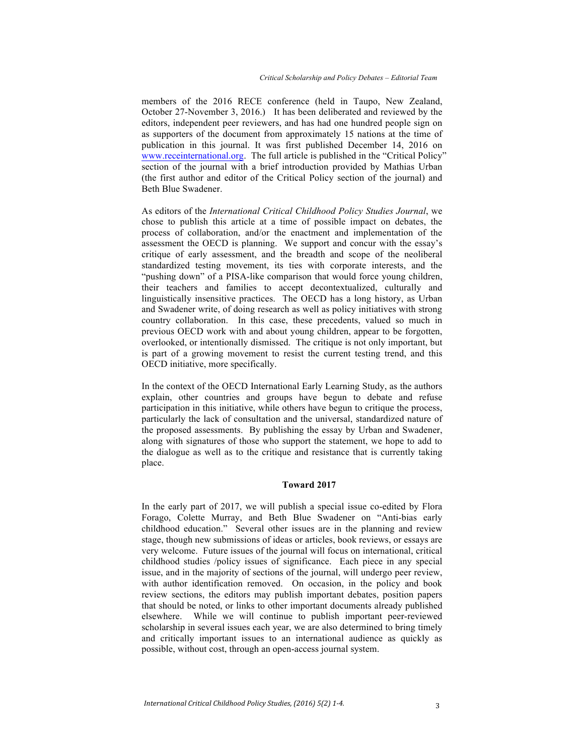members of the 2016 RECE conference (held in Taupo, New Zealand, October 27-November 3, 2016.) It has been deliberated and reviewed by the editors, independent peer reviewers, and has had one hundred people sign on as supporters of the document from approximately 15 nations at the time of publication in this journal. It was first published December 14, 2016 on www.receinternational.org. The full article is published in the "Critical Policy" section of the journal with a brief introduction provided by Mathias Urban (the first author and editor of the Critical Policy section of the journal) and Beth Blue Swadener.

As editors of the *International Critical Childhood Policy Studies Journal*, we chose to publish this article at a time of possible impact on debates, the process of collaboration, and/or the enactment and implementation of the assessment the OECD is planning. We support and concur with the essay's critique of early assessment, and the breadth and scope of the neoliberal standardized testing movement, its ties with corporate interests, and the "pushing down" of a PISA-like comparison that would force young children, their teachers and families to accept decontextualized, culturally and linguistically insensitive practices. The OECD has a long history, as Urban and Swadener write, of doing research as well as policy initiatives with strong country collaboration. In this case, these precedents, valued so much in previous OECD work with and about young children, appear to be forgotten, overlooked, or intentionally dismissed. The critique is not only important, but is part of a growing movement to resist the current testing trend, and this OECD initiative, more specifically.

In the context of the OECD International Early Learning Study, as the authors explain, other countries and groups have begun to debate and refuse participation in this initiative, while others have begun to critique the process, particularly the lack of consultation and the universal, standardized nature of the proposed assessments. By publishing the essay by Urban and Swadener, along with signatures of those who support the statement, we hope to add to the dialogue as well as to the critique and resistance that is currently taking place.

## Toward 2017

In the early part of 2017, we will publish a special issue co-edited by Flora Forago, Colette Murray, and Beth Blue Swadener on "Anti-bias early childhood education." Several other issues are in the planning and review stage, though new submissions of ideas or articles, book reviews, or essays are very welcome. Future issues of the journal will focus on international, critical childhood studies /policy issues of significance. Each piece in any special issue, and in the majority of sections of the journal, will undergo peer review, with author identification removed. On occasion, in the policy and book review sections, the editors may publish important debates, position papers that should be noted, or links to other important documents already published elsewhere. While we will continue to publish important peer-reviewed scholarship in several issues each year, we are also determined to bring timely and critically important issues to an international audience as quickly as possible, without cost, through an open-access journal system.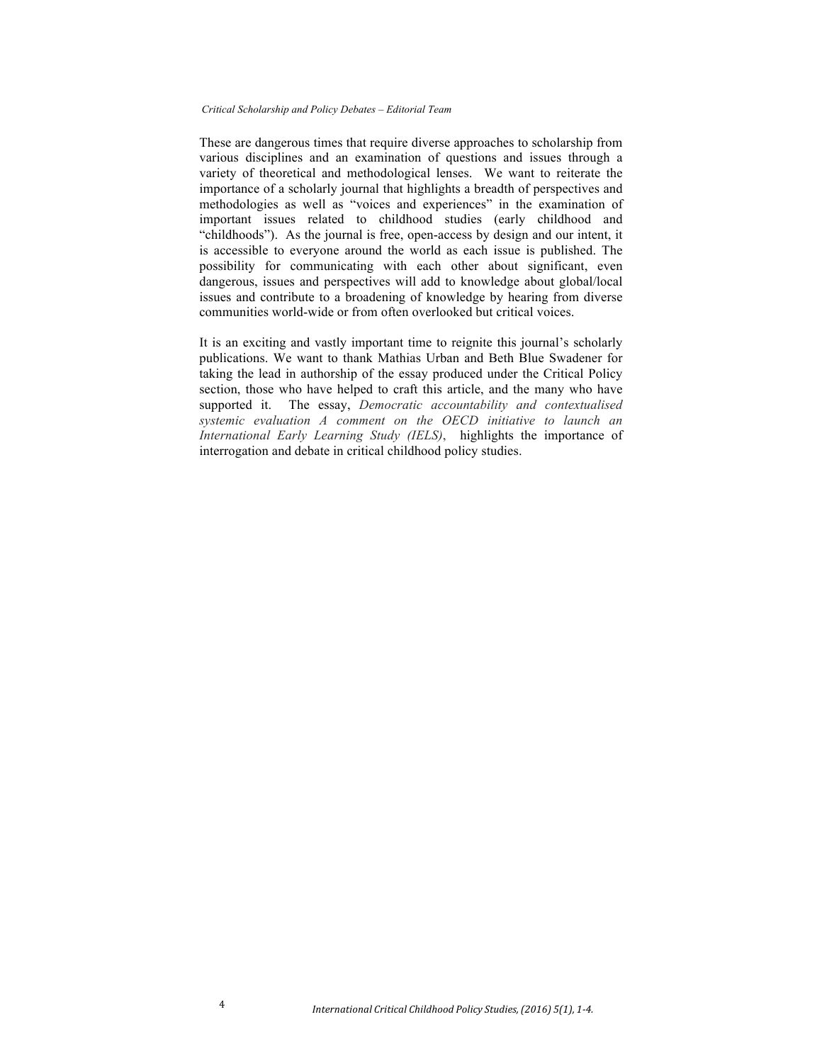These are dangerous times that require diverse approaches to scholarship from various disciplines and an examination of questions and issues through a variety of theoretical and methodological lenses. We want to reiterate the importance of a scholarly journal that highlights a breadth of perspectives and methodologies as well as "voices and experiences" in the examination of important issues related to childhood studies (early childhood and "childhoods"). As the journal is free, open-access by design and our intent, it is accessible to everyone around the world as each issue is published. The possibility for communicating with each other about significant, even dangerous, issues and perspectives will add to knowledge about global/local issues and contribute to a broadening of knowledge by hearing from diverse communities world-wide or from often overlooked but critical voices.

It is an exciting and vastly important time to reignite this journal's scholarly publications. We want to thank Mathias Urban and Beth Blue Swadener for taking the lead in authorship of the essay produced under the Critical Policy section, those who have helped to craft this article, and the many who have supported it. The essay, *Democratic accountability and contextualised systemic evaluation A comment on the OECD initiative to launch an International Early Learning Study (IELS)*, highlights the importance of interrogation and debate in critical childhood policy studies.